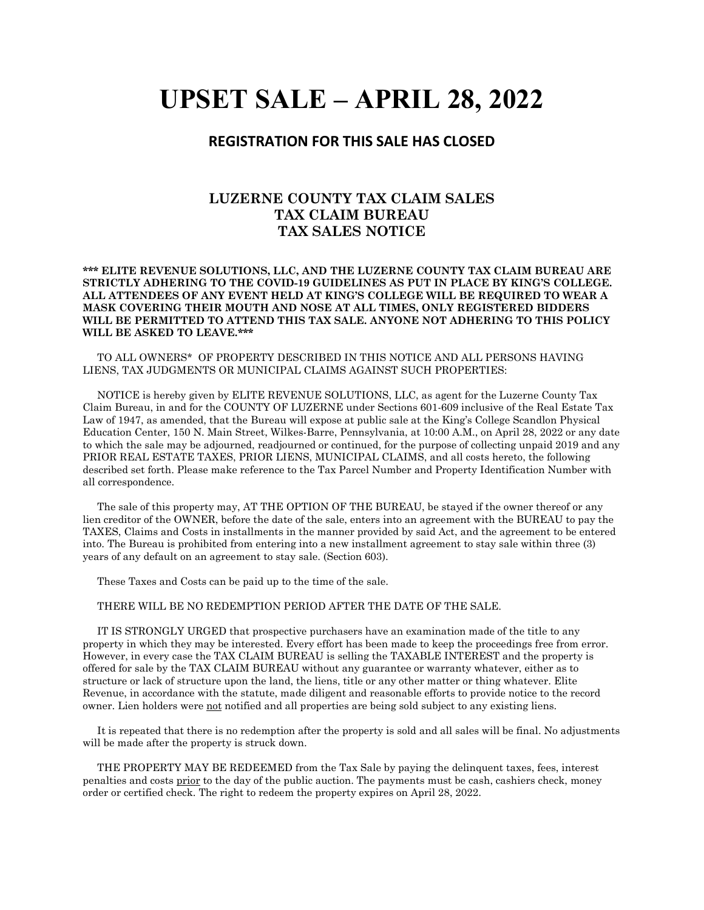# UPSET SALE – APRIL 28, 2022

## REGISTRATION FOR THIS SALE HAS CLOSED

### LUZERNE COUNTY TAX CLAIM SALES
### TAX CLAIM BUREAU
### TAX SALES NOTICE

**\*\*\* ELITE REVENUE SOLUTIONS, LLC, AND THE LUZERNE COUNTY TAX CLAIM BUREAU ARE STRICTLY ADHERING TO THE COVID-19 GUIDELINES AS PUT IN PLACE BY KING'S COLLEGE. ALL ATTENDEES OF ANY EVENT HELD AT KING'S COLLEGE WILL BE REQUIRED TO WEAR A MASK COVERING THEIR MOUTH AND NOSE AT ALL TIMES, ONLY REGISTERED BIDDERS WILL BE PERMITTED TO ATTEND THIS TAX SALE. ANYONE NOT ADHERING TO THIS POLICY WILL BE ASKED TO LEAVE.\*\*\***

TO ALL OWNERS* OF PROPERTY DESCRIBED IN THIS NOTICE AND ALL PERSONS HAVING LIENS, TAX JUDGMENTS OR MUNICIPAL CLAIMS AGAINST SUCH PROPERTIES:

NOTICE is hereby given by ELITE REVENUE SOLUTIONS, LLC, as agent for the Luzerne County Tax Claim Bureau, in and for the COUNTY OF LUZERNE under Sections 601-609 inclusive of the Real Estate Tax Law of 1947, as amended, that the Bureau will expose at public sale at the King's College Scandlon Physical Education Center, 150 N. Main Street, Wilkes-Barre, Pennsylvania, at 10:00 A.M., on April 28, 2022 or any date to which the sale may be adjourned, readjourned or continued, for the purpose of collecting unpaid 2019 and any PRIOR REAL ESTATE TAXES, PRIOR LIENS, MUNICIPAL CLAIMS, and all costs hereto, the following described set forth. Please make reference to the Tax Parcel Number and Property Identification Number with all correspondence.

The sale of this property may, AT THE OPTION OF THE BUREAU, be stayed if the owner thereof or any lien creditor of the OWNER, before the date of the sale, enters into an agreement with the BUREAU to pay the TAXES, Claims and Costs in installments in the manner provided by said Act, and the agreement to be entered into. The Bureau is prohibited from entering into a new installment agreement to stay sale within three (3) years of any default on an agreement to stay sale. (Section 603).

These Taxes and Costs can be paid up to the time of the sale.

THERE WILL BE NO REDEMPTION PERIOD AFTER THE DATE OF THE SALE.

IT IS STRONGLY URGED that prospective purchasers have an examination made of the title to any property in which they may be interested. Every effort has been made to keep the proceedings free from error. However, in every case the TAX CLAIM BUREAU is selling the TAXABLE INTEREST and the property is offered for sale by the TAX CLAIM BUREAU without any guarantee or warranty whatever, either as to structure or lack of structure upon the land, the liens, title or any other matter or thing whatever. Elite Revenue, in accordance with the statute, made diligent and reasonable efforts to provide notice to the record owner. Lien holders were <u>not</u> notified and all properties are being sold subject to any existing liens.

It is repeated that there is no redemption after the property is sold and all sales will be final. No adjustments will be made after the property is struck down.

THE PROPERTY MAY BE REDEEMED from the Tax Sale by paying the delinquent taxes, fees, interest penalties and costs <u>prior</u> to the day of the public auction. The payments must be cash, cashiers check, money order or certified check. The right to redeem the property expires on April 28, 2022.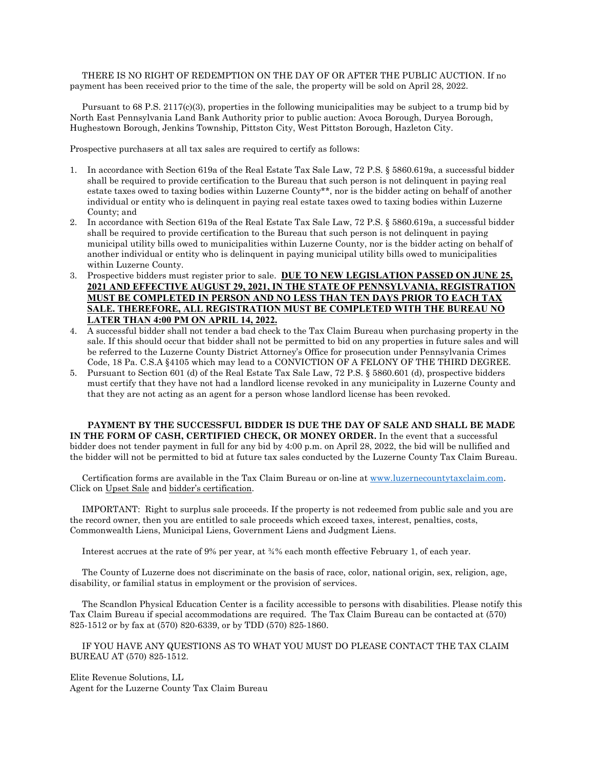THERE IS NO RIGHT OF REDEMPTION ON THE DAY OF OR AFTER THE PUBLIC AUCTION. If no payment has been received prior to the time of the sale, the property will be sold on April 28, 2022.

Pursuant to 68 P.S. 2117(c)(3), properties in the following municipalities may be subject to a trump bid by North East Pennsylvania Land Bank Authority prior to public auction: Avoca Borough, Duryea Borough, Hughestown Borough, Jenkins Township, Pittston City, West Pittston Borough, Hazleton City.

Prospective purchasers at all tax sales are required to certify as follows:

1. In accordance with Section 619a of the Real Estate Tax Sale Law, 72 P.S. § 5860.619a, a successful bidder shall be required to provide certification to the Bureau that such person is not delinquent in paying real estate taxes owed to taxing bodies within Luzerne County**, nor is the bidder acting on behalf of another individual or entity who is delinquent in paying real estate taxes owed to taxing bodies within Luzerne County; and
2. In accordance with Section 619a of the Real Estate Tax Sale Law, 72 P.S. § 5860.619a, a successful bidder shall be required to provide certification to the Bureau that such person is not delinquent in paying municipal utility bills owed to municipalities within Luzerne County, nor is the bidder acting on behalf of another individual or entity who is delinquent in paying municipal utility bills owed to municipalities within Luzerne County.
3. Prospective bidders must register prior to sale. **DUE TO NEW LEGISLATION PASSED ON JUNE 25, 2021 AND EFFECTIVE AUGUST 29, 2021, IN THE STATE OF PENNSYLVANIA, REGISTRATION MUST BE COMPLETED IN PERSON AND NO LESS THAN TEN DAYS PRIOR TO EACH TAX SALE. THEREFORE, ALL REGISTRATION MUST BE COMPLETED WITH THE BUREAU NO LATER THAN 4:00 PM ON APRIL 14, 2022.**
4. A successful bidder shall not tender a bad check to the Tax Claim Bureau when purchasing property in the sale. If this should occur that bidder shall not be permitted to bid on any properties in future sales and will be referred to the Luzerne County District Attorney's Office for prosecution under Pennsylvania Crimes Code, 18 Pa. C.S.A §4105 which may lead to a CONVICTION OF A FELONY OF THE THIRD DEGREE.
5. Pursuant to Section 601 (d) of the Real Estate Tax Sale Law, 72 P.S. § 5860.601 (d), prospective bidders must certify that they have not had a landlord license revoked in any municipality in Luzerne County and that they are not acting as an agent for a person whose landlord license has been revoked.

**PAYMENT BY THE SUCCESSFUL BIDDER IS DUE THE DAY OF SALE AND SHALL BE MADE IN THE FORM OF CASH, CERTIFIED CHECK, OR MONEY ORDER.** In the event that a successful bidder does not tender payment in full for any bid by 4:00 p.m. on April 28, 2022, the bid will be nullified and the bidder will not be permitted to bid at future tax sales conducted by the Luzerne County Tax Claim Bureau.

Certification forms are available in the Tax Claim Bureau or on-line at www.luzernecountytaxclaim.com. Click on Upset Sale and bidder's certification.

IMPORTANT: Right to surplus sale proceeds. If the property is not redeemed from public sale and you are the record owner, then you are entitled to sale proceeds which exceed taxes, interest, penalties, costs, Commonwealth Liens, Municipal Liens, Government Liens and Judgment Liens.

Interest accrues at the rate of 9% per year, at ¾% each month effective February 1, of each year.

The County of Luzerne does not discriminate on the basis of race, color, national origin, sex, religion, age, disability, or familial status in employment or the provision of services.

The Scandlon Physical Education Center is a facility accessible to persons with disabilities. Please notify this Tax Claim Bureau if special accommodations are required. The Tax Claim Bureau can be contacted at (570) 825-1512 or by fax at (570) 820-6339, or by TDD (570) 825-1860.

IF YOU HAVE ANY QUESTIONS AS TO WHAT YOU MUST DO PLEASE CONTACT THE TAX CLAIM BUREAU AT (570) 825-1512.

Elite Revenue Solutions, LL
Agent for the Luzerne County Tax Claim Bureau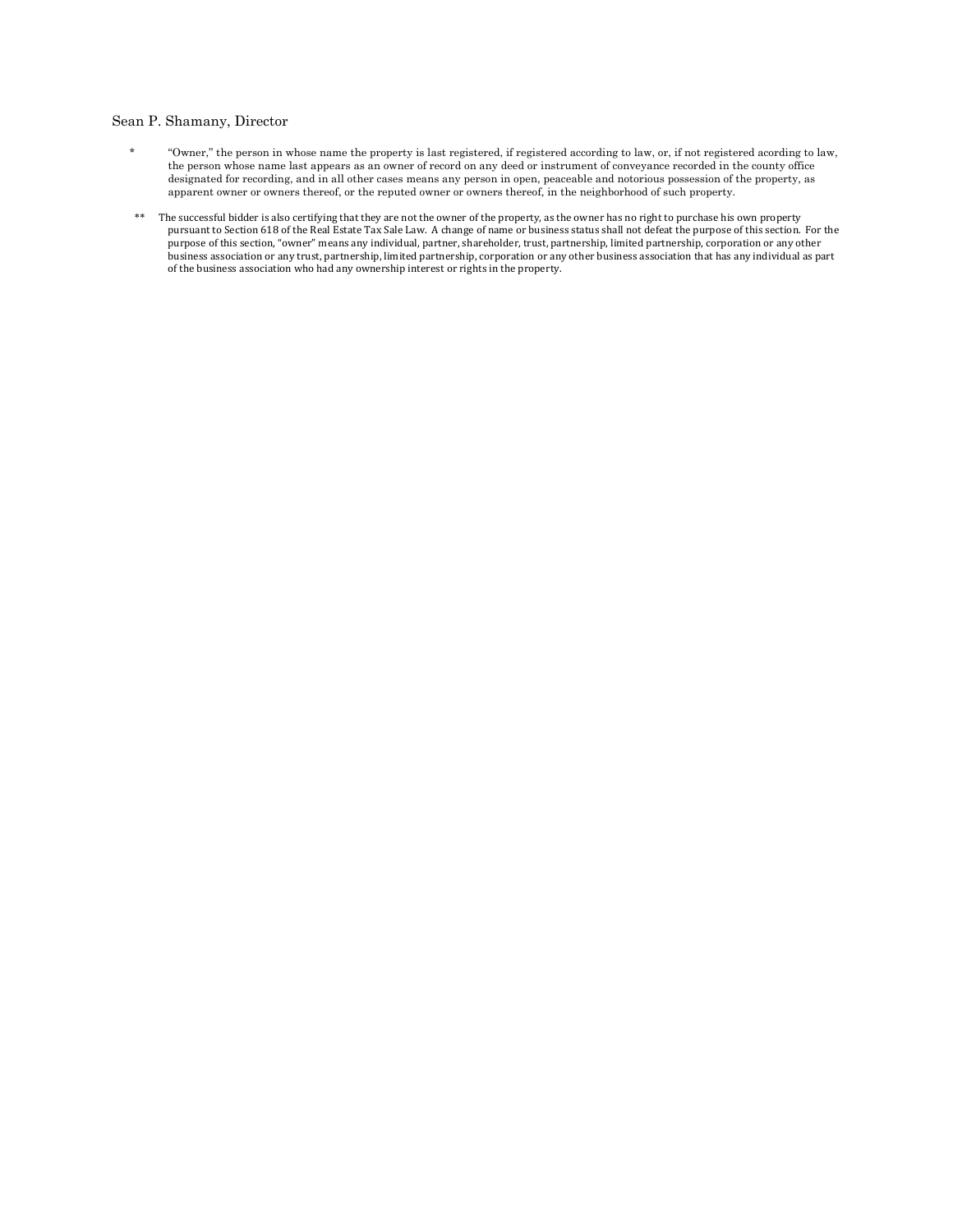Sean P. Shamany, Director

\* "Owner," the person in whose name the property is last registered, if registered according to law, or, if not registered acording to law, the person whose name last appears as an owner of record on any deed or instrument of conveyance recorded in the county office designated for recording, and in all other cases means any person in open, peaceable and notorious possession of the property, as apparent owner or owners thereof, or the reputed owner or owners thereof, in the neighborhood of such property.

\*\* The successful bidder is also certifying that they are not the owner of the property, as the owner has no right to purchase his own property pursuant to Section 618 of the Real Estate Tax Sale Law. A change of name or business status shall not defeat the purpose of this section. For the purpose of this section, "owner" means any individual, partner, shareholder, trust, partnership, limited partnership, corporation or any other business association or any trust, partnership, limited partnership, corporation or any other business association that has any individual as part of the business association who had any ownership interest or rights in the property.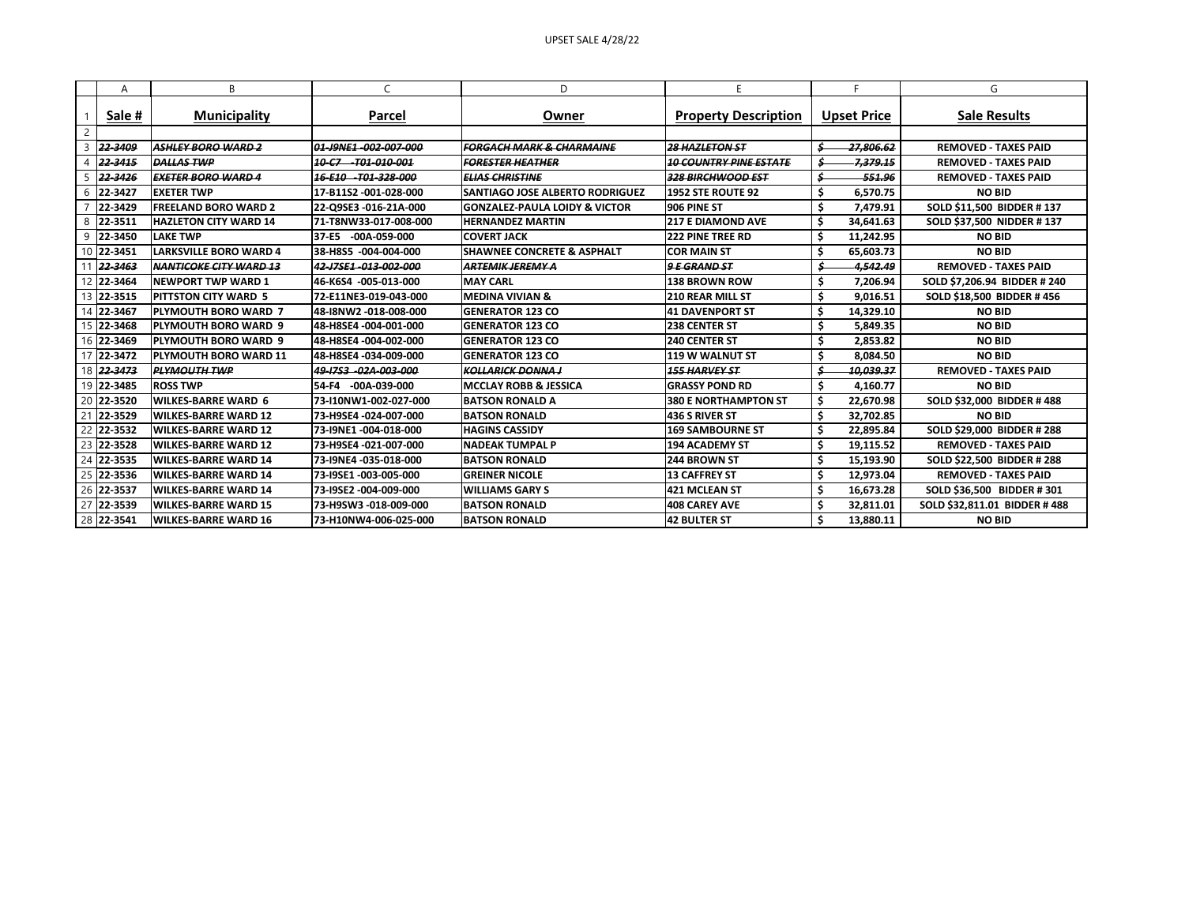UPSET SALE 4/28/22

| | A | B | C | D | E | F | G |
|---|---|---|---|---|---|---|---|
| 1 | **Sale #** | **Municipality** | **Parcel** | **Owner** | **Property Description** | **Upset Price** | **Sale Results** |
| 2 | | | | | | | |
| 3 | ~~22-3409~~ | ~~ASHLEY BORO WARD 2~~ | ~~01-J9NE1 -002-007-000~~ | ~~FORGACH MARK & CHARMAINE~~ | ~~28 HAZLETON ST~~ | ~~$ 27,806.62~~ | REMOVED - TAXES PAID |
| 4 | ~~22-3415~~ | ~~DALLAS TWP~~ | ~~10-C7 -T01-010-001~~ | ~~FORESTER HEATHER~~ | ~~10 COUNTRY PINE ESTATE~~ | ~~$ 7,379.15~~ | REMOVED - TAXES PAID |
| 5 | ~~22-3426~~ | ~~EXETER BORO WARD 4~~ | ~~16-E10 -T01-328-000~~ | ~~ELIAS CHRISTINE~~ | ~~328 BIRCHWOOD EST~~ | ~~$ 551.96~~ | REMOVED - TAXES PAID |
| 6 | 22-3427 | EXETER TWP | 17-B11S2 -001-028-000 | SANTIAGO JOSE ALBERTO RODRIGUEZ | 1952 STE ROUTE 92 | $ 6,570.75 | NO BID |
| 7 | 22-3429 | FREELAND BORO WARD 2 | 22-Q9SE3 -016-21A-000 | GONZALEZ-PAULA LOIDY & VICTOR | 906 PINE ST | $ 7,479.91 | SOLD $11,500 BIDDER # 137 |
| 8 | 22-3511 | HAZLETON CITY WARD 14 | 71-T8NW33-017-008-000 | HERNANDEZ MARTIN | 217 E DIAMOND AVE | $ 34,641.63 | SOLD $37,500 NIDDER # 137 |
| 9 | 22-3450 | LAKE TWP | 37-E5 -00A-059-000 | COVERT JACK | 222 PINE TREE RD | $ 11,242.95 | NO BID |
| 10 | 22-3451 | LARKSVILLE BORO WARD 4 | 38-H8S5 -004-004-000 | SHAWNEE CONCRETE & ASPHALT | COR MAIN ST | $ 65,603.73 | NO BID |
| 11 | ~~22-3463~~ | ~~NANTICOKE CITY WARD 13~~ | ~~42-J7SE1 -013-002-000~~ | ~~ARTEMIK JEREMY A~~ | ~~9 E GRAND ST~~ | ~~$ 4,542.49~~ | REMOVED - TAXES PAID |
| 12 | 22-3464 | NEWPORT TWP WARD 1 | 46-K6S4 -005-013-000 | MAY CARL | 138 BROWN ROW | $ 7,206.94 | SOLD $7,206.94 BIDDER # 240 |
| 13 | 22-3515 | PITTSTON CITY WARD 5 | 72-E11NE3-019-043-000 | MEDINA VIVIAN & | 210 REAR MILL ST | $ 9,016.51 | SOLD $18,500 BIDDER # 456 |
| 14 | 22-3467 | PLYMOUTH BORO WARD 7 | 48-I8NW2 -018-008-000 | GENERATOR 123 CO | 41 DAVENPORT ST | $ 14,329.10 | NO BID |
| 15 | 22-3468 | PLYMOUTH BORO WARD 9 | 48-H8SE4 -004-001-000 | GENERATOR 123 CO | 238 CENTER ST | $ 5,849.35 | NO BID |
| 16 | 22-3469 | PLYMOUTH BORO WARD 9 | 48-H8SE4 -004-002-000 | GENERATOR 123 CO | 240 CENTER ST | $ 2,853.82 | NO BID |
| 17 | 22-3472 | PLYMOUTH BORO WARD 11 | 48-H8SE4 -034-009-000 | GENERATOR 123 CO | 119 W WALNUT ST | $ 8,084.50 | NO BID |
| 18 | ~~22-3473~~ | ~~PLYMOUTH TWP~~ | ~~49-I7S3 -02A-003-000~~ | ~~KOLLARICK DONNA J~~ | ~~155 HARVEY ST~~ | ~~$ 10,039.37~~ | REMOVED - TAXES PAID |
| 19 | 22-3485 | ROSS TWP | 54-F4 -00A-039-000 | MCCLAY ROBB & JESSICA | GRASSY POND RD | $ 4,160.77 | NO BID |
| 20 | 22-3520 | WILKES-BARRE WARD 6 | 73-I10NW1-002-027-000 | BATSON RONALD A | 380 E NORTHAMPTON ST | $ 22,670.98 | SOLD $32,000 BIDDER # 488 |
| 21 | 22-3529 | WILKES-BARRE WARD 12 | 73-H9SE4 -024-007-000 | BATSON RONALD | 436 S RIVER ST | $ 32,702.85 | NO BID |
| 22 | 22-3532 | WILKES-BARRE WARD 12 | 73-I9NE1 -004-018-000 | HAGINS CASSIDY | 169 SAMBOURNE ST | $ 22,895.84 | SOLD $29,000 BIDDER # 288 |
| 23 | 22-3528 | WILKES-BARRE WARD 12 | 73-H9SE4 -021-007-000 | NADEAK TUMPAL P | 194 ACADEMY ST | $ 19,115.52 | REMOVED - TAXES PAID |
| 24 | 22-3535 | WILKES-BARRE WARD 14 | 73-I9NE4 -035-018-000 | BATSON RONALD | 244 BROWN ST | $ 15,193.90 | SOLD $22,500 BIDDER # 288 |
| 25 | 22-3536 | WILKES-BARRE WARD 14 | 73-I9SE1 -003-005-000 | GREINER NICOLE | 13 CAFFREY ST | $ 12,973.04 | REMOVED - TAXES PAID |
| 26 | 22-3537 | WILKES-BARRE WARD 14 | 73-I9SE2 -004-009-000 | WILLIAMS GARY S | 421 MCLEAN ST | $ 16,673.28 | SOLD $36,500 BIDDER # 301 |
| 27 | 22-3539 | WILKES-BARRE WARD 15 | 73-H9SW3 -018-009-000 | BATSON RONALD | 408 CAREY AVE | $ 32,811.01 | SOLD $32,811.01 BIDDER # 488 |
| 28 | 22-3541 | WILKES-BARRE WARD 16 | 73-H10NW4-006-025-000 | BATSON RONALD | 42 BULTER ST | $ 13,880.11 | NO BID |